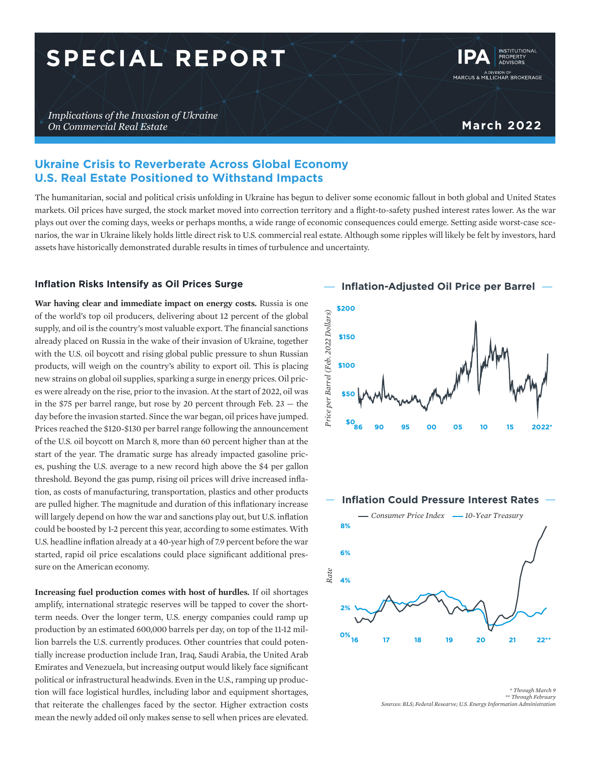# SPECIAL REPORT

IPA INSTITUTIONAL PROPERTY ADVISORS

A DIVISION OF MARCUS & MILLICHAP, BROKERAGE

*Implications of the Invasion of Ukraine On Commercial Real Estate*

**March 2022**

## Ukraine Crisis to Reverberate Across Global Economy
## U.S. Real Estate Positioned to Withstand Impacts

The humanitarian, social and political crisis unfolding in Ukraine has begun to deliver some economic fallout in both global and United States markets. Oil prices have surged, the stock market moved into correction territory and a flight-to-safety pushed interest rates lower. As the war plays out over the coming days, weeks or perhaps months, a wide range of economic consequences could emerge. Setting aside worst-case scenarios, the war in Ukraine likely holds little direct risk to U.S. commercial real estate. Although some ripples will likely be felt by investors, hard assets have historically demonstrated durable results in times of turbulence and uncertainty.

### Inflation Risks Intensify as Oil Prices Surge

**War having clear and immediate impact on energy costs.** Russia is one of the world's top oil producers, delivering about 12 percent of the global supply, and oil is the country's most valuable export. The financial sanctions already placed on Russia in the wake of their invasion of Ukraine, together with the U.S. oil boycott and rising global public pressure to shun Russian products, will weigh on the country's ability to export oil. This is placing new strains on global oil supplies, sparking a surge in energy prices. Oil prices were already on the rise, prior to the invasion. At the start of 2022, oil was in the $75 per barrel range, but rose by 20 percent through Feb. 23 — the day before the invasion started. Since the war began, oil prices have jumped. Prices reached the $120-$130 per barrel range following the announcement of the U.S. oil boycott on March 8, more than 60 percent higher than at the start of the year. The dramatic surge has already impacted gasoline prices, pushing the U.S. average to a new record high above the $4 per gallon threshold. Beyond the gas pump, rising oil prices will drive increased inflation, as costs of manufacturing, transportation, plastics and other products are pulled higher. The magnitude and duration of this inflationary increase will largely depend on how the war and sanctions play out, but U.S. inflation could be boosted by 1-2 percent this year, according to some estimates. With U.S. headline inflation already at a 40-year high of 7.9 percent before the war started, rapid oil price escalations could place significant additional pressure on the American economy.

**Increasing fuel production comes with host of hurdles.** If oil shortages amplify, international strategic reserves will be tapped to cover the short-term needs. Over the longer term, U.S. energy companies could ramp up production by an estimated 600,000 barrels per day, on top of the 11-12 million barrels the U.S. currently produces. Other countries that could potentially increase production include Iran, Iraq, Saudi Arabia, the United Arab Emirates and Venezuela, but increasing output would likely face significant political or infrastructural headwinds. Even in the U.S., ramping up production will face logistical hurdles, including labor and equipment shortages, that reiterate the challenges faced by the sector. Higher extraction costs mean the newly added oil only makes sense to sell when prices are elevated.

**Inflation-Adjusted Oil Price per Barrel**

Price per Barrel (Feb. 2022 Dollars)

$200
$150
$100
$50
$0
86 90 95 00 05 10 15 2022*

**Inflation Could Pressure Interest Rates**

Consumer Price Index — 10-Year Treasury

Rate

8%
6%
4%
2%
0%
16 17 18 19 20 21 22**

\* Through March 9
\*\* Through February
Sources: BLS; Federal Researve; U.S. Energy Information Administration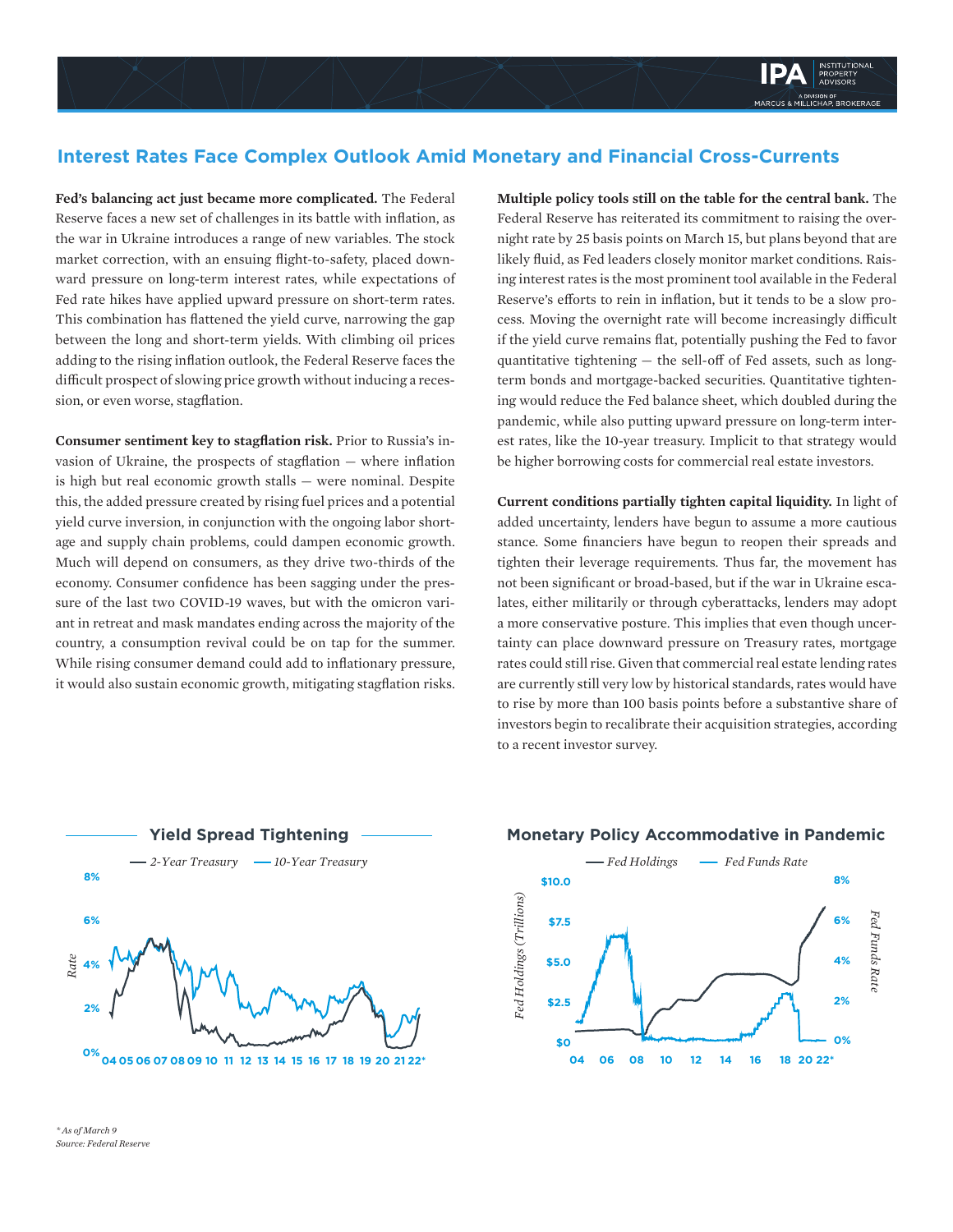## Interest Rates Face Complex Outlook Amid Monetary and Financial Cross-Currents

**Fed's balancing act just became more complicated.** The Federal Reserve faces a new set of challenges in its battle with inflation, as the war in Ukraine introduces a range of new variables. The stock market correction, with an ensuing flight-to-safety, placed downward pressure on long-term interest rates, while expectations of Fed rate hikes have applied upward pressure on short-term rates. This combination has flattened the yield curve, narrowing the gap between the long and short-term yields. With climbing oil prices adding to the rising inflation outlook, the Federal Reserve faces the difficult prospect of slowing price growth without inducing a recession, or even worse, stagflation.

**Consumer sentiment key to stagflation risk.** Prior to Russia's invasion of Ukraine, the prospects of stagflation — where inflation is high but real economic growth stalls — were nominal. Despite this, the added pressure created by rising fuel prices and a potential yield curve inversion, in conjunction with the ongoing labor shortage and supply chain problems, could dampen economic growth. Much will depend on consumers, as they drive two-thirds of the economy. Consumer confidence has been sagging under the pressure of the last two COVID-19 waves, but with the omicron variant in retreat and mask mandates ending across the majority of the country, a consumption revival could be on tap for the summer. While rising consumer demand could add to inflationary pressure, it would also sustain economic growth, mitigating stagflation risks.

**Multiple policy tools still on the table for the central bank.** The Federal Reserve has reiterated its commitment to raising the overnight rate by 25 basis points on March 15, but plans beyond that are likely fluid, as Fed leaders closely monitor market conditions. Raising interest rates is the most prominent tool available in the Federal Reserve's efforts to rein in inflation, but it tends to be a slow process. Moving the overnight rate will become increasingly difficult if the yield curve remains flat, potentially pushing the Fed to favor quantitative tightening — the sell-off of Fed assets, such as long-term bonds and mortgage-backed securities. Quantitative tightening would reduce the Fed balance sheet, which doubled during the pandemic, while also putting upward pressure on long-term interest rates, like the 10-year treasury. Implicit to that strategy would be higher borrowing costs for commercial real estate investors.

**Current conditions partially tighten capital liquidity.** In light of added uncertainty, lenders have begun to assume a more cautious stance. Some financiers have begun to reopen their spreads and tighten their leverage requirements. Thus far, the movement has not been significant or broad-based, but if the war in Ukraine escalates, either militarily or through cyberattacks, lenders may adopt a more conservative posture. This implies that even though uncertainty can place downward pressure on Treasury rates, mortgage rates could still rise. Given that commercial real estate lending rates are currently still very low by historical standards, rates would have to rise by more than 100 basis points before a substantive share of investors begin to recalibrate their acquisition strategies, according to a recent investor survey.

**Yield Spread Tightening**

2-Year Treasury — 10-Year Treasury

Rate

8%
6%
4%
2%
0%

04 05 06 07 08 09 10 11 12 13 14 15 16 17 18 19 20 21 22*

**Monetary Policy Accommodative in Pandemic**

Fed Holdings — Fed Funds Rate

Fed Holdings (Trillions)

$10.0
$7.5
$5.0
$2.5
$0

Fed Funds Rate

8%
6%
4%
2%
0%

04 06 08 10 12 14 16 18 20 22*

*\* As of March 9*
*Source: Federal Reserve*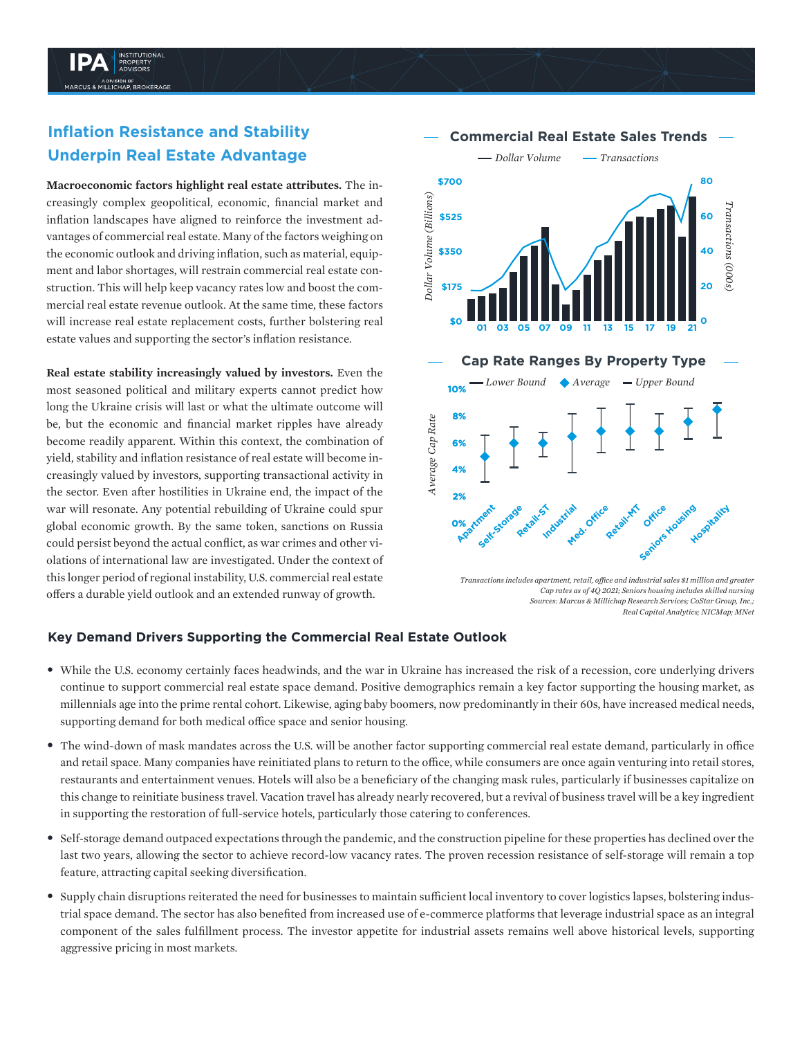## Inflation Resistance and Stability Underpin Real Estate Advantage

**Macroeconomic factors highlight real estate attributes.** The increasingly complex geopolitical, economic, financial market and inflation landscapes have aligned to reinforce the investment advantages of commercial real estate. Many of the factors weighing on the economic outlook and driving inflation, such as material, equipment and labor shortages, will restrain commercial real estate construction. This will help keep vacancy rates low and boost the commercial real estate revenue outlook. At the same time, these factors will increase real estate replacement costs, further bolstering real estate values and supporting the sector's inflation resistance.

**Real estate stability increasingly valued by investors.** Even the most seasoned political and military experts cannot predict how long the Ukraine crisis will last or what the ultimate outcome will be, but the economic and financial market ripples have already become readily apparent. Within this context, the combination of yield, stability and inflation resistance of real estate will become increasingly valued by investors, supporting transactional activity in the sector. Even after hostilities in Ukraine end, the impact of the war will resonate. Any potential rebuilding of Ukraine could spur global economic growth. By the same token, sanctions on Russia could persist beyond the actual conflict, as war crimes and other violations of international law are investigated. Under the context of this longer period of regional instability, U.S. commercial real estate offers a durable yield outlook and an extended runway of growth.

### Commercial Real Estate Sales Trends

Dollar Volume — Transactions

Dollar Volume (Billions): $0, $175, $350, $525, $700

Transactions (000s): 0, 20, 40, 60, 80

01 03 05 07 09 11 13 15 17 19 21

### Cap Rate Ranges By Property Type

Lower Bound — Average — Upper Bound

Average Cap Rate: 0%, 2%, 4%, 6%, 8%, 10%

Apartment, Self-Storage, Retail-ST, Industrial, Med. Office, Retail-MT, Office, Seniors Housing, Hospitality

*Transactions includes apartment, retail, office and industrial sales $1 million and greater*
*Cap rates as of 4Q 2021; Seniors housing includes skilled nursing*
*Sources: Marcus & Millichap Research Services; CoStar Group, Inc.; Real Capital Analytics; NICMap; MNet*

### Key Demand Drivers Supporting the Commercial Real Estate Outlook

- While the U.S. economy certainly faces headwinds, and the war in Ukraine has increased the risk of a recession, core underlying drivers continue to support commercial real estate space demand. Positive demographics remain a key factor supporting the housing market, as millennials age into the prime rental cohort. Likewise, aging baby boomers, now predominantly in their 60s, have increased medical needs, supporting demand for both medical office space and senior housing.
- The wind-down of mask mandates across the U.S. will be another factor supporting commercial real estate demand, particularly in office and retail space. Many companies have reinitiated plans to return to the office, while consumers are once again venturing into retail stores, restaurants and entertainment venues. Hotels will also be a beneficiary of the changing mask rules, particularly if businesses capitalize on this change to reinitiate business travel. Vacation travel has already nearly recovered, but a revival of business travel will be a key ingredient in supporting the restoration of full-service hotels, particularly those catering to conferences.
- Self-storage demand outpaced expectations through the pandemic, and the construction pipeline for these properties has declined over the last two years, allowing the sector to achieve record-low vacancy rates. The proven recession resistance of self-storage will remain a top feature, attracting capital seeking diversification.
- Supply chain disruptions reiterated the need for businesses to maintain sufficient local inventory to cover logistics lapses, bolstering industrial space demand. The sector has also benefited from increased use of e-commerce platforms that leverage industrial space as an integral component of the sales fulfillment process. The investor appetite for industrial assets remains well above historical levels, supporting aggressive pricing in most markets.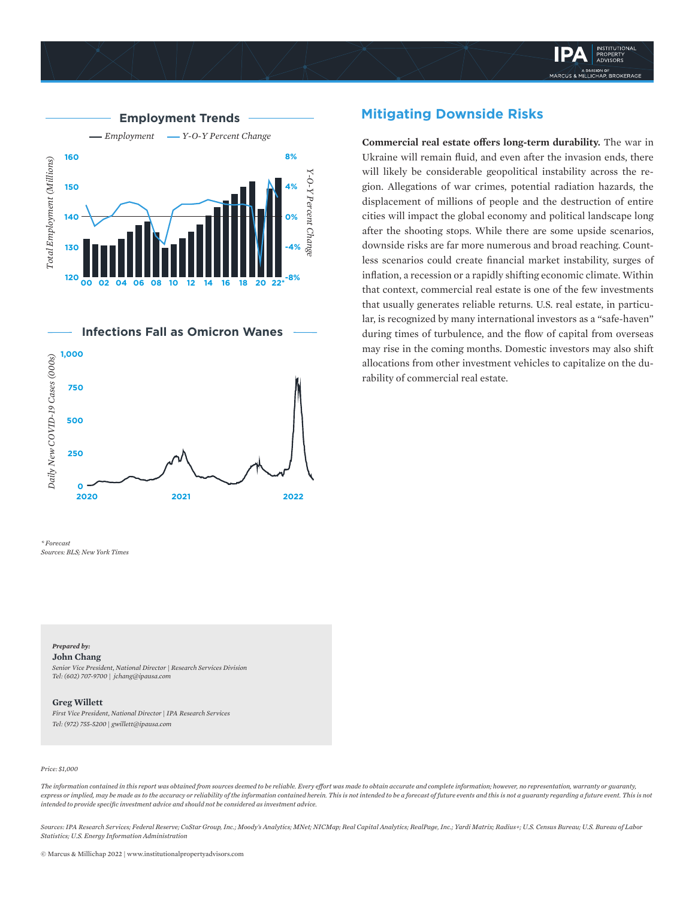## Employment Trends

Employment — Y-O-Y Percent Change

Total Employment (Millions)

160
150
140
130
120

8%
4%
0%
-4%
-8%

Y-O-Y Percent Change

00 02 04 06 08 10 12 14 16 18 20 22*

## Infections Fall as Omicron Wanes

Daily New COVID-19 Cases (000s)

1,000
750
500
250
0

2020 2021 2022

*\* Forecast*
*Sources: BLS; New York Times*

## Mitigating Downside Risks

**Commercial real estate offers long-term durability.** The war in Ukraine will remain fluid, and even after the invasion ends, there will likely be considerable geopolitical instability across the region. Allegations of war crimes, potential radiation hazards, the displacement of millions of people and the destruction of entire cities will impact the global economy and political landscape long after the shooting stops. While there are some upside scenarios, downside risks are far more numerous and broad reaching. Countless scenarios could create financial market instability, surges of inflation, a recession or a rapidly shifting economic climate. Within that context, commercial real estate is one of the few investments that usually generates reliable returns. U.S. real estate, in particular, is recognized by many international investors as a "safe-haven" during times of turbulence, and the flow of capital from overseas may rise in the coming months. Domestic investors may also shift allocations from other investment vehicles to capitalize on the durability of commercial real estate.

*Prepared by:*

**John Chang**
*Senior Vice President, National Director | Research Services Division*
*Tel: (602) 707-9700 | jchang@ipausa.com*

**Greg Willett**
*First Vice President, National Director | IPA Research Services*
*Tel: (972) 755-5200 | gwillett@ipausa.com*

*Price: $1,000*

*The information contained in this report was obtained from sources deemed to be reliable. Every effort was made to obtain accurate and complete information; however, no representation, warranty or guaranty, express or implied, may be made as to the accuracy or reliability of the information contained herein. This is not intended to be a forecast of future events and this is not a guaranty regarding a future event. This is not intended to provide specific investment advice and should not be considered as investment advice.*

*Sources: IPA Research Services; Federal Reserve; CoStar Group, Inc.; Moody's Analytics; MNet; NICMap; Real Capital Analytics; RealPage, Inc.; Yardi Matrix; Radius+; U.S. Census Bureau; U.S. Bureau of Labor Statistics; U.S. Energy Information Administration*

© Marcus & Millichap 2022 | www.institutionalpropertyadvisors.com